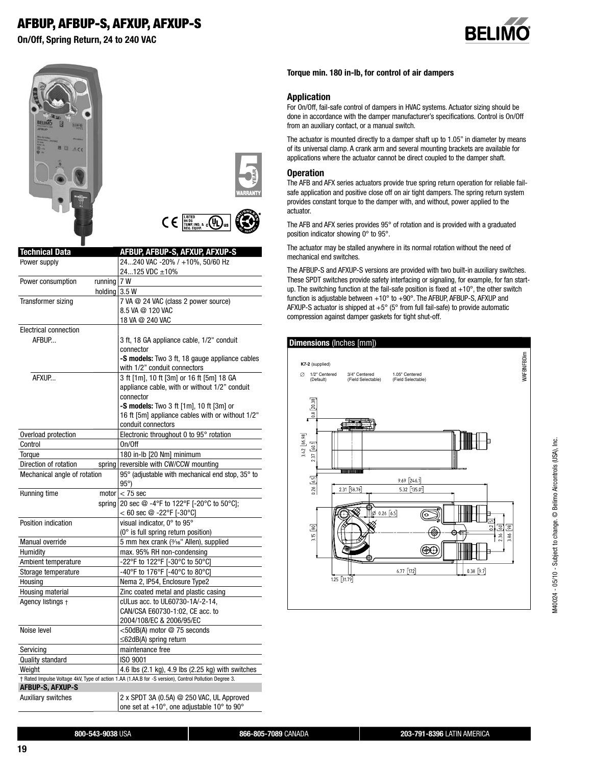# AFBUP, AFBUP-S, AFXUP, AFXUP-S

**On/Off, Spring Return, 24 to 240 VAC**

| Technical Data | | AFBUP, AFBUP-S, AFXUP, AFXUP-S |
|---|---|---|
| Power supply | | 24...240 VAC -20% / +10%, 50/60 Hz<br>24...125 VDC ±10% |
| Power consumption | running | 7 W |
| | holding | 3.5 W |
| Transformer sizing | | 7 VA @ 24 VAC (class 2 power source)<br>8.5 VA @ 120 VAC<br>18 VA @ 240 VAC |
| Electrical connection | | |
| AFBUP... | | 3 ft, 18 GA appliance cable, 1/2" conduit connector<br>**-S models:** Two 3 ft, 18 gauge appliance cables with 1/2" conduit connectors |
| AFXUP... | | 3 ft [1m], 10 ft [3m] or 16 ft [5m] 18 GA appliance cable, with or without 1/2" conduit connector<br>**-S models:** Two 3 ft [1m], 10 ft [3m] or 16 ft [5m] appliance cables with or without 1/2" conduit connectors |
| Overload protection | | Electronic throughout 0 to 95° rotation |
| Control | | On/Off |
| Torque | | 180 in-lb [20 Nm] minimum |
| Direction of rotation | spring | reversible with CW/CCW mounting |
| Mechanical angle of rotation | | 95° (adjustable with mechanical end stop, 35° to 95°) |
| Running time | motor | < 75 sec |
| | spring | 20 sec @ -4°F to 122°F [-20°C to 50°C];<br>< 60 sec @ -22°F [-30°C] |
| Position indication | | visual indicator, 0° to 95°<br>(0° is full spring return position) |
| Manual override | | 5 mm hex crank (3/16" Allen), supplied |
| Humidity | | max. 95% RH non-condensing |
| Ambient temperature | | -22°F to 122°F [-30°C to 50°C] |
| Storage temperature | | -40°F to 176°F [-40°C to 80°C] |
| Housing | | Nema 2, IP54, Enclosure Type2 |
| Housing material | | Zinc coated metal and plastic casing |
| Agency listings † | | cULus acc. to UL60730-1A/-2-14,<br>CAN/CSA E60730-1:02, CE acc. to<br>2004/108/EC & 2006/95/EC |
| Noise level | | <50dB(A) motor @ 75 seconds<br>≤62dB(A) spring return |
| Servicing | | maintenance free |
| Quality standard | | ISO 9001 |
| Weight | | 4.6 lbs (2.1 kg), 4.9 lbs (2.25 kg) with switches |

† Rated Impulse Voltage 4kV, Type of action 1.AA (1.AA.B for -S version), Control Pollution Degree 3.

| AFBUP-S, AFXUP-S | |
|---|---|
| Auxiliary switches | 2 x SPDT 3A (0.5A) @ 250 VAC, UL Approved<br>one set at +10°, one adjustable 10° to 90° |

**Torque min. 180 in-lb, for control of air dampers**

## Application

For On/Off, fail-safe control of dampers in HVAC systems. Actuator sizing should be done in accordance with the damper manufacturer's specifications. Control is On/Off from an auxiliary contact, or a manual switch.

The actuator is mounted directly to a damper shaft up to 1.05" in diameter by means of its universal clamp. A crank arm and several mounting brackets are available for applications where the actuator cannot be direct coupled to the damper shaft.

## Operation

The AFB and AFX series actuators provide true spring return operation for reliable fail-safe application and positive close off on air tight dampers. The spring return system provides constant torque to the damper with, and without, power applied to the actuator.

The AFB and AFX series provides 95° of rotation and is provided with a graduated position indicator showing 0° to 95°.

The actuator may be stalled anywhere in its normal rotation without the need of mechanical end switches.

The AFBUP-S and AFXUP-S versions are provided with two built-in auxiliary switches. These SPDT switches provide safety interfacing or signaling, for example, for fan start-up. The switching function at the fail-safe position is fixed at +10°, the other switch function is adjustable between +10° to +90°. The AFBUP, AFBUP-S, AFXUP and AFXUP-S actuator is shipped at +5° (5° from full fail-safe) to provide automatic compression against damper gaskets for tight shut-off.

## Dimensions (Inches [mm])

**K7-2** (supplied)

∅ 1/2" Centered (Default) | 3/4" Centered (Field Selectable) | 1.05" Centered (Field Selectable)

WAFBNFBDim

M40024 - 05/10 - Subject to change. © Belimo Aircontrols (USA), Inc.

**800-543-9038** USA | **866-805-7089** CANADA | **203-791-8396** LATIN AMERICA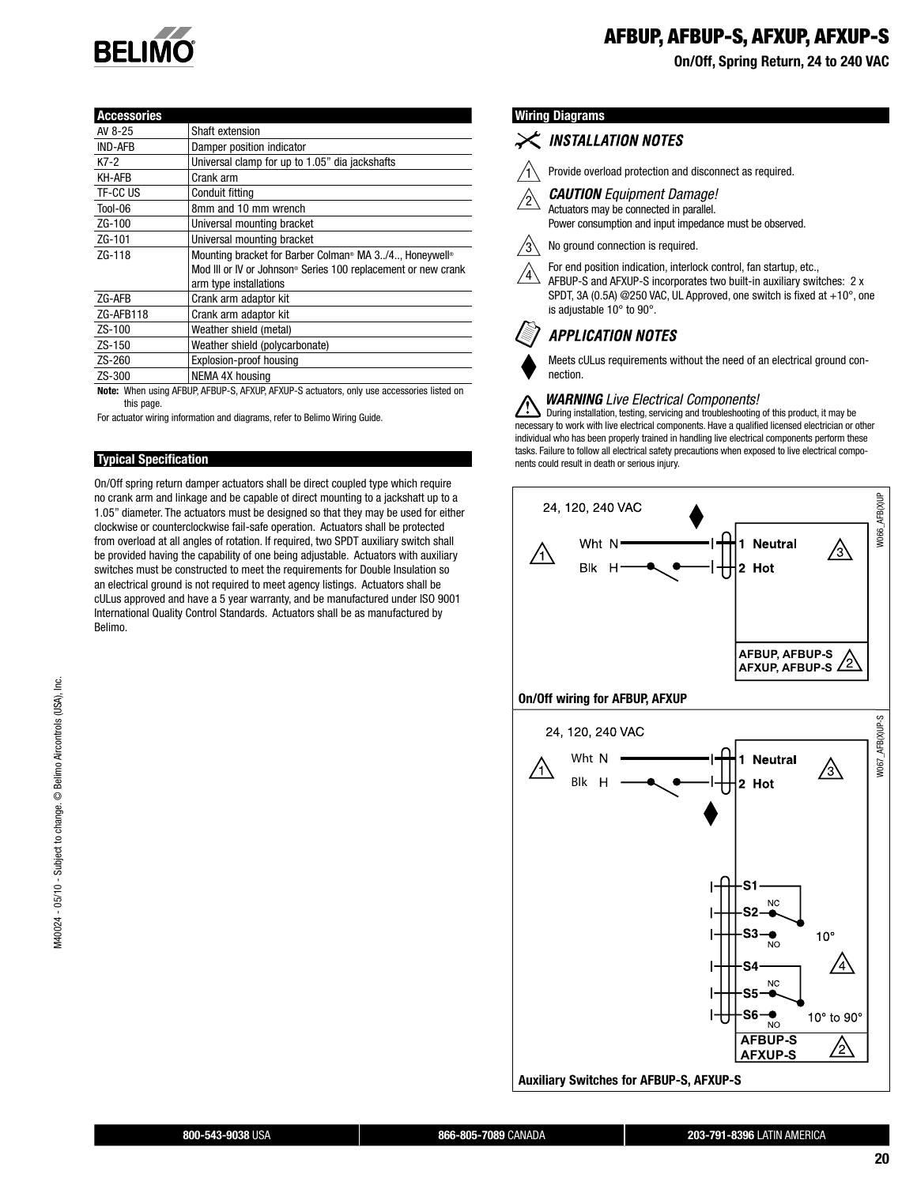# AFBUP, AFBUP-S, AFXUP, AFXUP-S

**On/Off, Spring Return, 24 to 240 VAC**

## Accessories

| | |
|---|---|
| AV 8-25 | Shaft extension |
| IND-AFB | Damper position indicator |
| K7-2 | Universal clamp for up to 1.05" dia jackshafts |
| KH-AFB | Crank arm |
| TF-CC US | Conduit fitting |
| Tool-06 | 8mm and 10 mm wrench |
| ZG-100 | Universal mounting bracket |
| ZG-101 | Universal mounting bracket |
| ZG-118 | Mounting bracket for Barber Colman® MA 3../4.., Honeywell® Mod III or IV or Johnson® Series 100 replacement or new crank arm type installations |
| ZG-AFB | Crank arm adaptor kit |
| ZG-AFB118 | Crank arm adaptor kit |
| ZS-100 | Weather shield (metal) |
| ZS-150 | Weather shield (polycarbonate) |
| ZS-260 | Explosion-proof housing |
| ZS-300 | NEMA 4X housing |

**Note:** When using AFBUP, AFBUP-S, AFXUP, AFXUP-S actuators, only use accessories listed on this page.

For actuator wiring information and diagrams, refer to Belimo Wiring Guide.

## Typical Specification

On/Off spring return damper actuators shall be direct coupled type which require no crank arm and linkage and be capable of direct mounting to a jackshaft up to a 1.05" diameter. The actuators must be designed so that they may be used for either clockwise or counterclockwise fail-safe operation. Actuators shall be protected from overload at all angles of rotation. If required, two SPDT auxiliary switch shall be provided having the capability of one being adjustable. Actuators with auxiliary switches must be constructed to meet the requirements for Double Insulation so an electrical ground is not required to meet agency listings. Actuators shall be cULus approved and have a 5 year warranty, and be manufactured under ISO 9001 International Quality Control Standards. Actuators shall be as manufactured by Belimo.

## Wiring Diagrams

### INSTALLATION NOTES

1. Provide overload protection and disconnect as required.
2. ***CAUTION*** *Equipment Damage!* Actuators may be connected in parallel. Power consumption and input impedance must be observed.
3. No ground connection is required.
4. For end position indication, interlock control, fan startup, etc., AFBUP-S and AFXUP-S incorporates two built-in auxiliary switches: 2 x SPDT, 3A (0.5A) @250 VAC, UL Approved, one switch is fixed at +10°, one is adjustable 10° to 90°.

### APPLICATION NOTES

Meets cULus requirements without the need of an electrical ground connection.

***WARNING*** *Live Electrical Components!*
During installation, testing, servicing and troubleshooting of this product, it may be necessary to work with live electrical components. Have a qualified licensed electrician or other individual who has been properly trained in handling live electrical components perform these tasks. Failure to follow all electrical safety precautions when exposed to live electrical components could result in death or serious injury.

W066_AFB(X)UP

24, 120, 240 VAC

Wht N — 1 Neutral

Blk H — 2 Hot

AFBUP, AFBUP-S
AFXUP, AFBUP-S

**On/Off wiring for AFBUP, AFXUP**

W067_AFB(X)UP-S

24, 120, 240 VAC

Wht N — 1 Neutral

Blk H — 2 Hot

S1, S2 NC, S3 NO — 10°

S4, S5 NC, S6 NO — 10° to 90°

AFBUP-S
AFXUP-S

**Auxiliary Switches for AFBUP-S, AFXUP-S**

M40024 - 05/10 - Subject to change. © Belimo Aircontrols (USA), Inc.

**800-543-9038** USA | **866-805-7089** CANADA | **203-791-8396** LATIN AMERICA